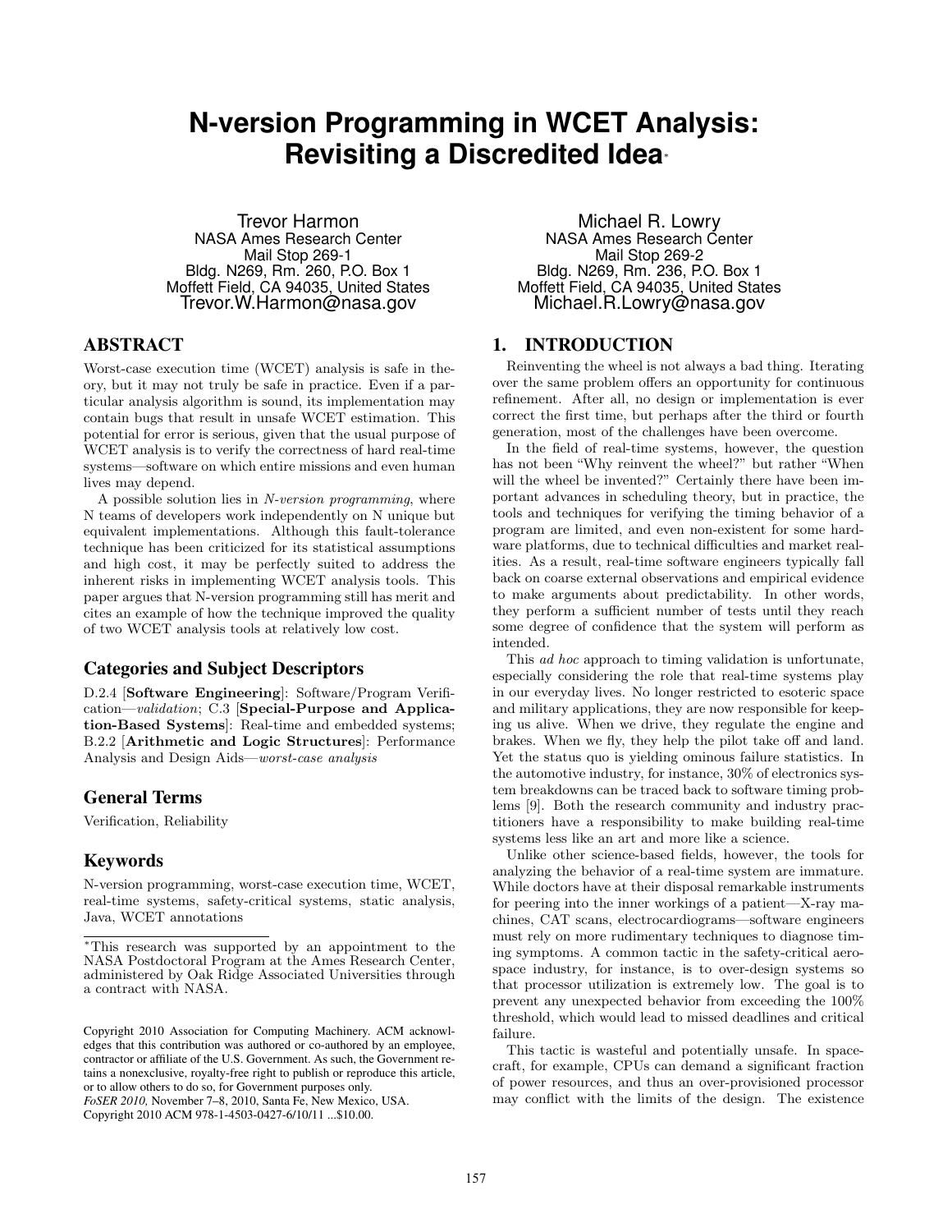# N-version Programming in WCET Analysis: Revisiting a Discredited Idea*

Trevor Harmon
NASA Ames Research Center
Mail Stop 269-1
Bldg. N269, Rm. 260, P.O. Box 1
Moffett Field, CA 94035, United States
Trevor.W.Harmon@nasa.gov

Michael R. Lowry
NASA Ames Research Center
Mail Stop 269-2
Bldg. N269, Rm. 236, P.O. Box 1
Moffett Field, CA 94035, United States
Michael.R.Lowry@nasa.gov

## ABSTRACT

Worst-case execution time (WCET) analysis is safe in theory, but it may not truly be safe in practice. Even if a particular analysis algorithm is sound, its implementation may contain bugs that result in unsafe WCET estimation. This potential for error is serious, given that the usual purpose of WCET analysis is to verify the correctness of hard real-time systems—software on which entire missions and even human lives may depend.

A possible solution lies in *N-version programming*, where N teams of developers work independently on N unique but equivalent implementations. Although this fault-tolerance technique has been criticized for its statistical assumptions and high cost, it may be perfectly suited to address the inherent risks in implementing WCET analysis tools. This paper argues that N-version programming still has merit and cites an example of how the technique improved the quality of two WCET analysis tools at relatively low cost.

### Categories and Subject Descriptors

D.2.4 [**Software Engineering**]: Software/Program Verification—*validation*; C.3 [**Special-Purpose and Application-Based Systems**]: Real-time and embedded systems; B.2.2 [**Arithmetic and Logic Structures**]: Performance Analysis and Design Aids—*worst-case analysis*

### General Terms

Verification, Reliability

### Keywords

N-version programming, worst-case execution time, WCET, real-time systems, safety-critical systems, static analysis, Java, WCET annotations

*This research was supported by an appointment to the NASA Postdoctoral Program at the Ames Research Center, administered by Oak Ridge Associated Universities through a contract with NASA.

Copyright 2010 Association for Computing Machinery. ACM acknowledges that this contribution was authored or co-authored by an employee, contractor or affiliate of the U.S. Government. As such, the Government retains a nonexclusive, royalty-free right to publish or reproduce this article, or to allow others to do so, for Government purposes only.
*FoSER 2010*, November 7–8, 2010, Santa Fe, New Mexico, USA.
Copyright 2010 ACM 978-1-4503-0427-6/10/11 ...$10.00.

## 1. INTRODUCTION

Reinventing the wheel is not always a bad thing. Iterating over the same problem offers an opportunity for continuous refinement. After all, no design or implementation is ever correct the first time, but perhaps after the third or fourth generation, most of the challenges have been overcome.

In the field of real-time systems, however, the question has not been "Why reinvent the wheel?" but rather "When will the wheel be invented?" Certainly there have been important advances in scheduling theory, but in practice, the tools and techniques for verifying the timing behavior of a program are limited, and even non-existent for some hardware platforms, due to technical difficulties and market realities. As a result, real-time software engineers typically fall back on coarse external observations and empirical evidence to make arguments about predictability. In other words, they perform a sufficient number of tests until they reach some degree of confidence that the system will perform as intended.

This *ad hoc* approach to timing validation is unfortunate, especially considering the role that real-time systems play in our everyday lives. No longer restricted to esoteric space and military applications, they are now responsible for keeping us alive. When we drive, they regulate the engine and brakes. When we fly, they help the pilot take off and land. Yet the status quo is yielding ominous failure statistics. In the automotive industry, for instance, 30% of electronics system breakdowns can be traced back to software timing problems [9]. Both the research community and industry practitioners have a responsibility to make building real-time systems less like an art and more like a science.

Unlike other science-based fields, however, the tools for analyzing the behavior of a real-time system are immature. While doctors have at their disposal remarkable instruments for peering into the inner workings of a patient—X-ray machines, CAT scans, electrocardiograms—software engineers must rely on more rudimentary techniques to diagnose timing symptoms. A common tactic in the safety-critical aerospace industry, for instance, is to over-design systems so that processor utilization is extremely low. The goal is to prevent any unexpected behavior from exceeding the 100% threshold, which would lead to missed deadlines and critical failure.

This tactic is wasteful and potentially unsafe. In spacecraft, for example, CPUs can demand a significant fraction of power resources, and thus an over-provisioned processor may conflict with the limits of the design. The existence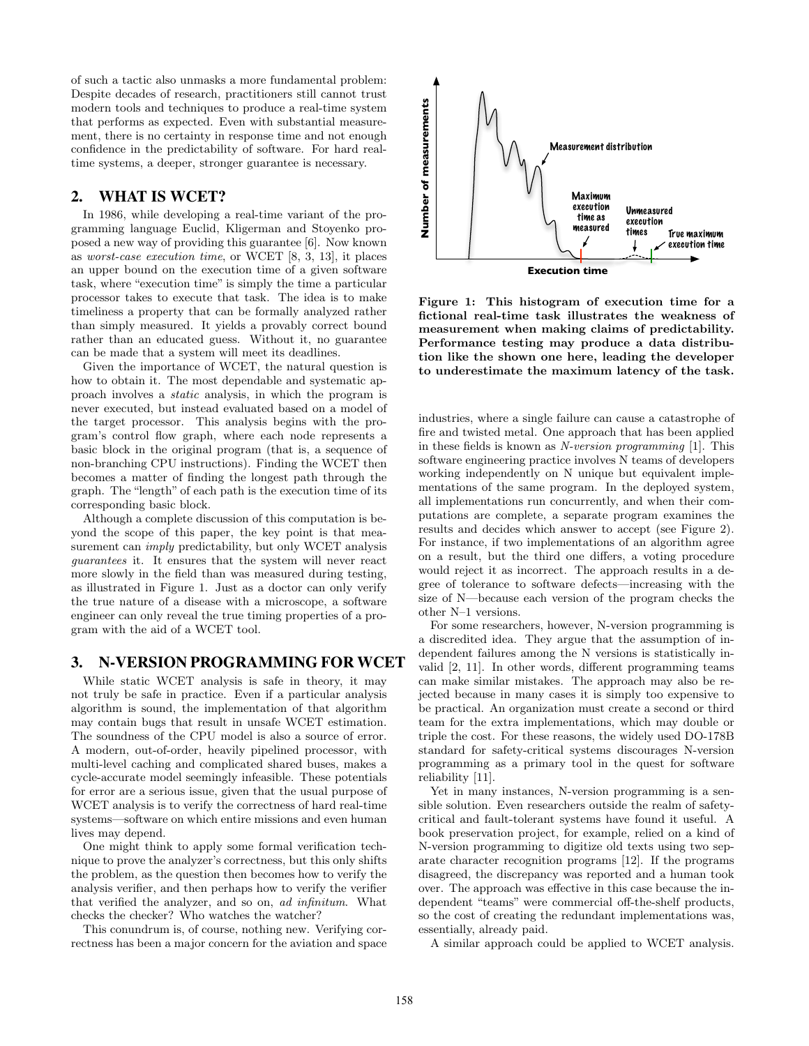of such a tactic also unmasks a more fundamental problem: Despite decades of research, practitioners still cannot trust modern tools and techniques to produce a real-time system that performs as expected. Even with substantial measurement, there is no certainty in response time and not enough confidence in the predictability of software. For hard real-time systems, a deeper, stronger guarantee is necessary.

## 2. WHAT IS WCET?

In 1986, while developing a real-time variant of the programming language Euclid, Kligerman and Stoyenko proposed a new way of providing this guarantee [6]. Now known as *worst-case execution time*, or WCET [8, 3, 13], it places an upper bound on the execution time of a given software task, where "execution time" is simply the time a particular processor takes to execute that task. The idea is to make timeliness a property that can be formally analyzed rather than simply measured. It yields a provably correct bound rather than an educated guess. Without it, no guarantee can be made that a system will meet its deadlines.

Given the importance of WCET, the natural question is how to obtain it. The most dependable and systematic approach involves a *static* analysis, in which the program is never executed, but instead evaluated based on a model of the target processor. This analysis begins with the program's control flow graph, where each node represents a basic block in the original program (that is, a sequence of non-branching CPU instructions). Finding the WCET then becomes a matter of finding the longest path through the graph. The "length" of each path is the execution time of its corresponding basic block.

Although a complete discussion of this computation is beyond the scope of this paper, the key point is that measurement can *imply* predictability, but only WCET analysis *guarantees* it. It ensures that the system will never react more slowly in the field than was measured during testing, as illustrated in Figure 1. Just as a doctor can only verify the true nature of a disease with a microscope, a software engineer can only reveal the true timing properties of a program with the aid of a WCET tool.

Number of measurements
Measurement distribution
Maximum execution time as measured
Unmeasured execution times
True maximum execution time
Execution time

**Figure 1: This histogram of execution time for a fictional real-time task illustrates the weakness of measurement when making claims of predictability. Performance testing may produce a data distribution like the shown one here, leading the developer to underestimate the maximum latency of the task.**

## 3. N-VERSION PROGRAMMING FOR WCET

While static WCET analysis is safe in theory, it may not truly be safe in practice. Even if a particular analysis algorithm is sound, the implementation of that algorithm may contain bugs that result in unsafe WCET estimation. The soundness of the CPU model is also a source of error. A modern, out-of-order, heavily pipelined processor, with multi-level caching and complicated shared buses, makes a cycle-accurate model seemingly infeasible. These potentials for error are a serious issue, given that the usual purpose of WCET analysis is to verify the correctness of hard real-time systems—software on which entire missions and even human lives may depend.

One might think to apply some formal verification technique to prove the analyzer's correctness, but this only shifts the problem, as the question then becomes how to verify the analysis verifier, and then perhaps how to verify the verifier that verified the analyzer, and so on, *ad infinitum*. What checks the checker? Who watches the watcher?

This conundrum is, of course, nothing new. Verifying correctness has been a major concern for the aviation and space industries, where a single failure can cause a catastrophe of fire and twisted metal. One approach that has been applied in these fields is known as *N-version programming* [1]. This software engineering practice involves N teams of developers working independently on N unique but equivalent implementations of the same program. In the deployed system, all implementations run concurrently, and when their computations are complete, a separate program examines the results and decides which answer to accept (see Figure 2). For instance, if two implementations of an algorithm agree on a result, but the third one differs, a voting procedure would reject it as incorrect. The approach results in a degree of tolerance to software defects—increasing with the size of N—because each version of the program checks the other N–1 versions.

For some researchers, however, N-version programming is a discredited idea. They argue that the assumption of independent failures among the N versions is statistically invalid [2, 11]. In other words, different programming teams can make similar mistakes. The approach may also be rejected because in many cases it is simply too expensive to be practical. An organization must create a second or third team for the extra implementations, which may double or triple the cost. For these reasons, the widely used DO-178B standard for safety-critical systems discourages N-version programming as a primary tool in the quest for software reliability [11].

Yet in many instances, N-version programming is a sensible solution. Even researchers outside the realm of safety-critical and fault-tolerant systems have found it useful. A book preservation project, for example, relied on a kind of N-version programming to digitize old texts using two separate character recognition programs [12]. If the programs disagreed, the discrepancy was reported and a human took over. The approach was effective in this case because the independent "teams" were commercial off-the-shelf products, so the cost of creating the redundant implementations was, essentially, already paid.

A similar approach could be applied to WCET analysis.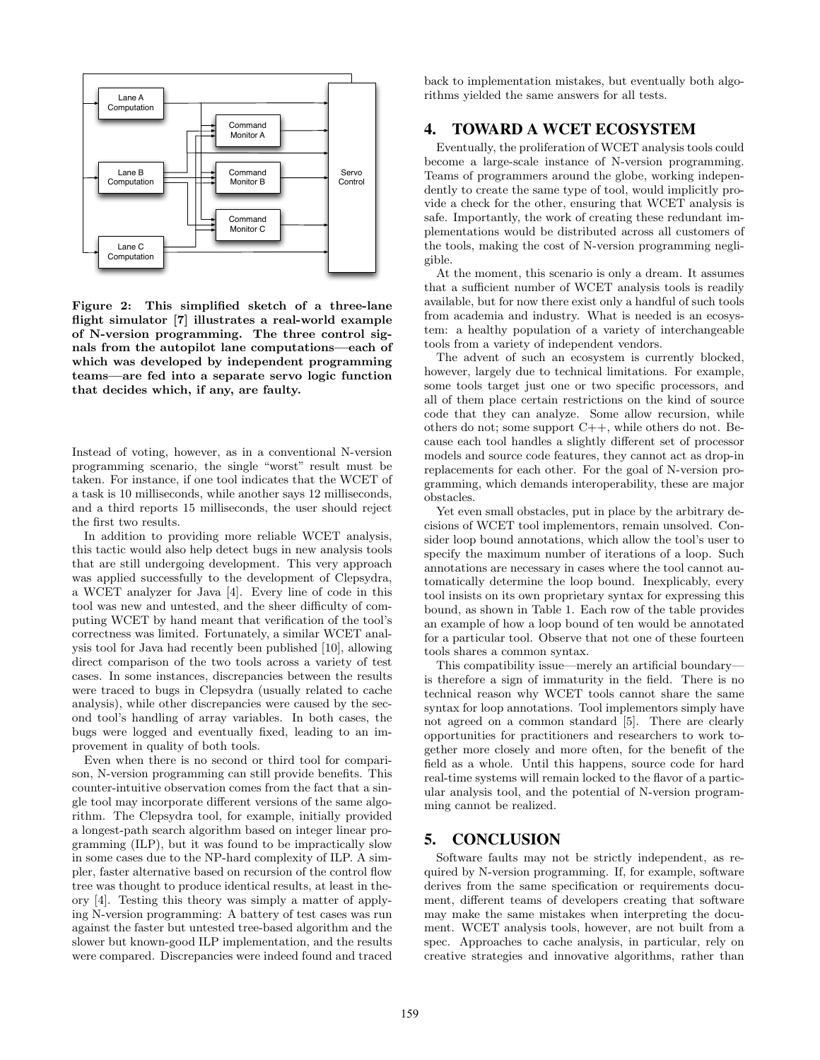Figure 2: This simplified sketch of a three-lane flight simulator [7] illustrates a real-world example of N-version programming. The three control signals from the autopilot lane computations—each of which was developed by independent programming teams—are fed into a separate servo logic function that decides which, if any, are faulty.

Instead of voting, however, as in a conventional N-version programming scenario, the single "worst" result must be taken. For instance, if one tool indicates that the WCET of a task is 10 milliseconds, while another says 12 milliseconds, and a third reports 15 milliseconds, the user should reject the first two results.

In addition to providing more reliable WCET analysis, this tactic would also help detect bugs in new analysis tools that are still undergoing development. This very approach was applied successfully to the development of Clepsydra, a WCET analyzer for Java [4]. Every line of code in this tool was new and untested, and the sheer difficulty of computing WCET by hand meant that verification of the tool's correctness was limited. Fortunately, a similar WCET analysis tool for Java had recently been published [10], allowing direct comparison of the two tools across a variety of test cases. In some instances, discrepancies between the results were traced to bugs in Clepsydra (usually related to cache analysis), while other discrepancies were caused by the second tool's handling of array variables. In both cases, the bugs were logged and eventually fixed, leading to an improvement in quality of both tools.

Even when there is no second or third tool for comparison, N-version programming can still provide benefits. This counter-intuitive observation comes from the fact that a single tool may incorporate different versions of the same algorithm. The Clepsydra tool, for example, initially provided a longest-path search algorithm based on integer linear programming (ILP), but it was found to be impractically slow in some cases due to the NP-hard complexity of ILP. A simpler, faster alternative based on recursion of the control flow tree was thought to produce identical results, at least in theory [4]. Testing this theory was simply a matter of applying N-version programming: A battery of test cases was run against the faster but untested tree-based algorithm and the slower but known-good ILP implementation, and the results were compared. Discrepancies were indeed found and traced back to implementation mistakes, but eventually both algorithms yielded the same answers for all tests.

## 4. TOWARD A WCET ECOSYSTEM

Eventually, the proliferation of WCET analysis tools could become a large-scale instance of N-version programming. Teams of programmers around the globe, working independently to create the same type of tool, would implicitly provide a check for the other, ensuring that WCET analysis is safe. Importantly, the work of creating these redundant implementations would be distributed across all customers of the tools, making the cost of N-version programming negligible.

At the moment, this scenario is only a dream. It assumes that a sufficient number of WCET analysis tools is readily available, but for now there exist only a handful of such tools from academia and industry. What is needed is an ecosystem: a healthy population of a variety of interchangeable tools from a variety of independent vendors.

The advent of such an ecosystem is currently blocked, however, largely due to technical limitations. For example, some tools target just one or two specific processors, and all of them place certain restrictions on the kind of source code that they can analyze. Some allow recursion, while others do not; some support C++, while others do not. Because each tool handles a slightly different set of processor models and source code features, they cannot act as drop-in replacements for each other. For the goal of N-version programming, which demands interoperability, these are major obstacles.

Yet even small obstacles, put in place by the arbitrary decisions of WCET tool implementors, remain unsolved. Consider loop bound annotations, which allow the tool's user to specify the maximum number of iterations of a loop. Such annotations are necessary in cases where the tool cannot automatically determine the loop bound. Inexplicably, every tool insists on its own proprietary syntax for expressing this bound, as shown in Table 1. Each row of the table provides an example of how a loop bound of ten would be annotated for a particular tool. Observe that not one of these fourteen tools shares a common syntax.

This compatibility issue—merely an artificial boundary—is therefore a sign of immaturity in the field. There is no technical reason why WCET tools cannot share the same syntax for loop annotations. Tool implementors simply have not agreed on a common standard [5]. There are clearly opportunities for practitioners and researchers to work together more closely and more often, for the benefit of the field as a whole. Until this happens, source code for hard real-time systems will remain locked to the flavor of a particular analysis tool, and the potential of N-version programming cannot be realized.

## 5. CONCLUSION

Software faults may not be strictly independent, as required by N-version programming. If, for example, software derives from the same specification or requirements document, different teams of developers creating that software may make the same mistakes when interpreting the document. WCET analysis tools, however, are not built from a spec. Approaches to cache analysis, in particular, rely on creative strategies and innovative algorithms, rather than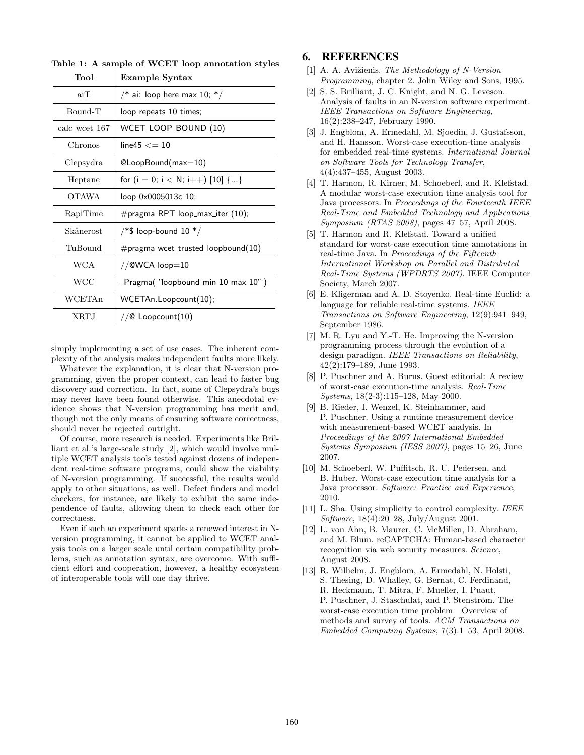**Table 1: A sample of WCET loop annotation styles**

| Tool | Example Syntax |
|---|---|
| aiT | /* ai: loop here max 10; */ |
| Bound-T | loop repeats 10 times; |
| calc_wcet_167 | WCET_LOOP_BOUND (10) |
| Chronos | line45 <= 10 |
| Clepsydra | @LoopBound(max=10) |
| Heptane | for (i = 0; i < N; i++) [10] {...} |
| OTAWA | loop 0x0005013c 10; |
| RapiTime | #pragma RPT loop_max_iter (10); |
| Skånerost | /*$ loop-bound 10 */ |
| TuBound | #pragma wcet_trusted_loopbound(10) |
| WCA | //@WCA loop=10 |
| WCC | _Pragma( "loopbound min 10 max 10" ) |
| WCETAn | WCETAn.Loopcount(10); |
| XRTJ | //@ Loopcount(10) |

simply implementing a set of use cases. The inherent complexity of the analysis makes independent faults more likely.

Whatever the explanation, it is clear that N-version programming, given the proper context, can lead to faster bug discovery and correction. In fact, some of Clepsydra's bugs may never have been found otherwise. This anecdotal evidence shows that N-version programming has merit and, though not the only means of ensuring software correctness, should never be rejected outright.

Of course, more research is needed. Experiments like Brilliant et al.'s large-scale study [2], which would involve multiple WCET analysis tools tested against dozens of independent real-time software programs, could show the viability of N-version programming. If successful, the results would apply to other situations, as well. Defect finders and model checkers, for instance, are likely to exhibit the same independence of faults, allowing them to check each other for correctness.

Even if such an experiment sparks a renewed interest in N-version programming, it cannot be applied to WCET analysis tools on a larger scale until certain compatibility problems, such as annotation syntax, are overcome. With sufficient effort and cooperation, however, a healthy ecosystem of interoperable tools will one day thrive.

# 6. REFERENCES

[1] A. A. Avižienis. *The Methodology of N-Version Programming*, chapter 2. John Wiley and Sons, 1995.

[2] S. S. Brilliant, J. C. Knight, and N. G. Leveson. Analysis of faults in an N-version software experiment. *IEEE Transactions on Software Engineering*, 16(2):238–247, February 1990.

[3] J. Engblom, A. Ermedahl, M. Sjoedin, J. Gustafsson, and H. Hansson. Worst-case execution-time analysis for embedded real-time systems. *International Journal on Software Tools for Technology Transfer*, 4(4):437–455, August 2003.

[4] T. Harmon, R. Kirner, M. Schoeberl, and R. Klefstad. A modular worst-case execution time analysis tool for Java processors. In *Proceedings of the Fourteenth IEEE Real-Time and Embedded Technology and Applications Symposium (RTAS 2008)*, pages 47–57, April 2008.

[5] T. Harmon and R. Klefstad. Toward a unified standard for worst-case execution time annotations in real-time Java. In *Proceedings of the Fifteenth International Workshop on Parallel and Distributed Real-Time Systems (WPDRTS 2007)*. IEEE Computer Society, March 2007.

[6] E. Kligerman and A. D. Stoyenko. Real-time Euclid: a language for reliable real-time systems. *IEEE Transactions on Software Engineering*, 12(9):941–949, September 1986.

[7] M. R. Lyu and Y.-T. He. Improving the N-version programming process through the evolution of a design paradigm. *IEEE Transactions on Reliability*, 42(2):179–189, June 1993.

[8] P. Puschner and A. Burns. Guest editorial: A review of worst-case execution-time analysis. *Real-Time Systems*, 18(2-3):115–128, May 2000.

[9] B. Rieder, I. Wenzel, K. Steinhammer, and P. Puschner. Using a runtime measurement device with measurement-based WCET analysis. In *Proceedings of the 2007 International Embedded Systems Symposium (IESS 2007)*, pages 15–26, June 2007.

[10] M. Schoeberl, W. Puffitsch, R. U. Pedersen, and B. Huber. Worst-case execution time analysis for a Java processor. *Software: Practice and Experience*, 2010.

[11] L. Sha. Using simplicity to control complexity. *IEEE Software*, 18(4):20–28, July/August 2001.

[12] L. von Ahn, B. Maurer, C. McMillen, D. Abraham, and M. Blum. reCAPTCHA: Human-based character recognition via web security measures. *Science*, August 2008.

[13] R. Wilhelm, J. Engblom, A. Ermedahl, N. Holsti, S. Thesing, D. Whalley, G. Bernat, C. Ferdinand, R. Heckmann, T. Mitra, F. Mueller, I. Puaut, P. Puschner, J. Staschulat, and P. Stenström. The worst-case execution time problem—Overview of methods and survey of tools. *ACM Transactions on Embedded Computing Systems*, 7(3):1–53, April 2008.